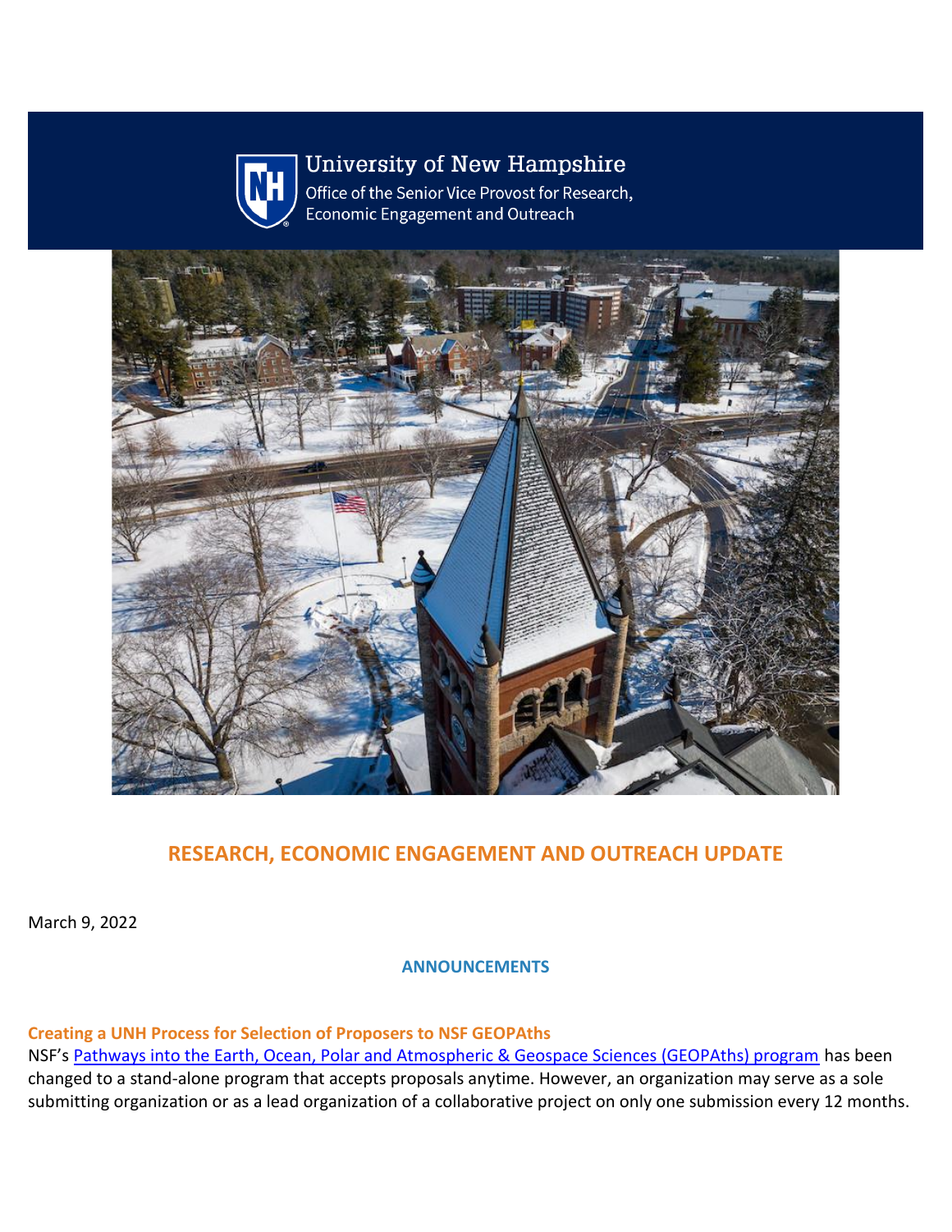University of New Hampshire

Office of the Senior Vice Provost for Research, Economic Engagement and Outreach

# RESEARCH, ECONOMIC ENGAGEMENT AND OUTREACH UPDATE

March 9, 2022

## ANNOUNCEMENTS

### Creating a UNH Process for Selection of Proposers to NSF GEOPAths

NSF's [Pathways into the Earth, Ocean, Polar and Atmospheric & Geospace Sciences (GEOPAths) program](#) has been changed to a stand-alone program that accepts proposals anytime. However, an organization may serve as a sole submitting organization or as a lead organization of a collaborative project on only one submission every 12 months.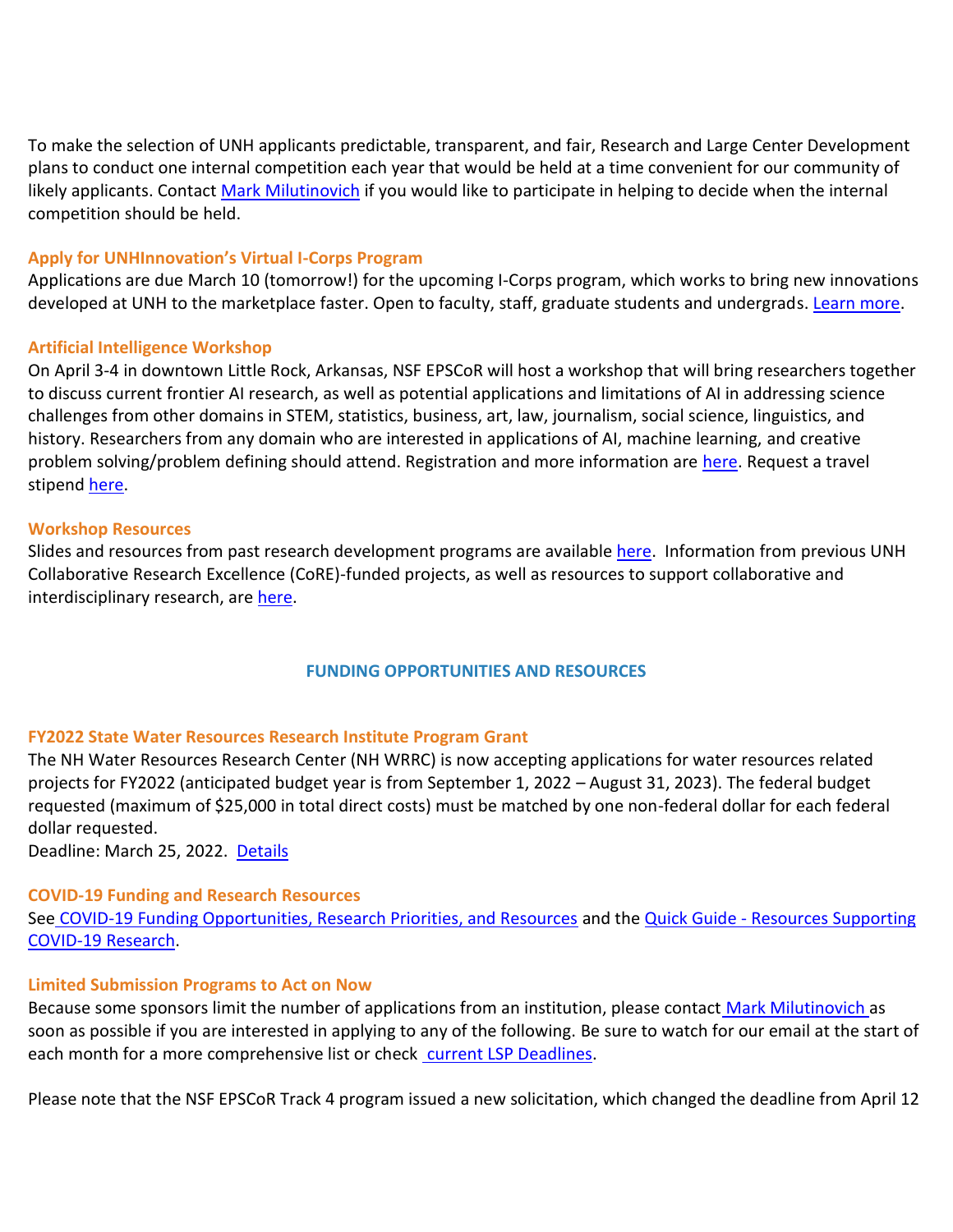To make the selection of UNH applicants predictable, transparent, and fair, Research and Large Center Development plans to conduct one internal competition each year that would be held at a time convenient for our community of likely applicants. Contact Mark Milutinovich if you would like to participate in helping to decide when the internal competition should be held.

### Apply for UNHInnovation's Virtual I-Corps Program

Applications are due March 10 (tomorrow!) for the upcoming I-Corps program, which works to bring new innovations developed at UNH to the marketplace faster. Open to faculty, staff, graduate students and undergrads. Learn more.

### Artificial Intelligence Workshop

On April 3-4 in downtown Little Rock, Arkansas, NSF EPSCoR will host a workshop that will bring researchers together to discuss current frontier AI research, as well as potential applications and limitations of AI in addressing science challenges from other domains in STEM, statistics, business, art, law, journalism, social science, linguistics, and history. Researchers from any domain who are interested in applications of AI, machine learning, and creative problem solving/problem defining should attend. Registration and more information are here. Request a travel stipend here.

### Workshop Resources

Slides and resources from past research development programs are available here. Information from previous UNH Collaborative Research Excellence (CoRE)-funded projects, as well as resources to support collaborative and interdisciplinary research, are here.

## FUNDING OPPORTUNITIES AND RESOURCES

### FY2022 State Water Resources Research Institute Program Grant

The NH Water Resources Research Center (NH WRRC) is now accepting applications for water resources related projects for FY2022 (anticipated budget year is from September 1, 2022 – August 31, 2023). The federal budget requested (maximum of $25,000 in total direct costs) must be matched by one non-federal dollar for each federal dollar requested.
Deadline: March 25, 2022. Details

### COVID-19 Funding and Research Resources

See COVID-19 Funding Opportunities, Research Priorities, and Resources and the Quick Guide - Resources Supporting COVID-19 Research.

### Limited Submission Programs to Act on Now

Because some sponsors limit the number of applications from an institution, please contact Mark Milutinovich as soon as possible if you are interested in applying to any of the following. Be sure to watch for our email at the start of each month for a more comprehensive list or check current LSP Deadlines.

Please note that the NSF EPSCoR Track 4 program issued a new solicitation, which changed the deadline from April 12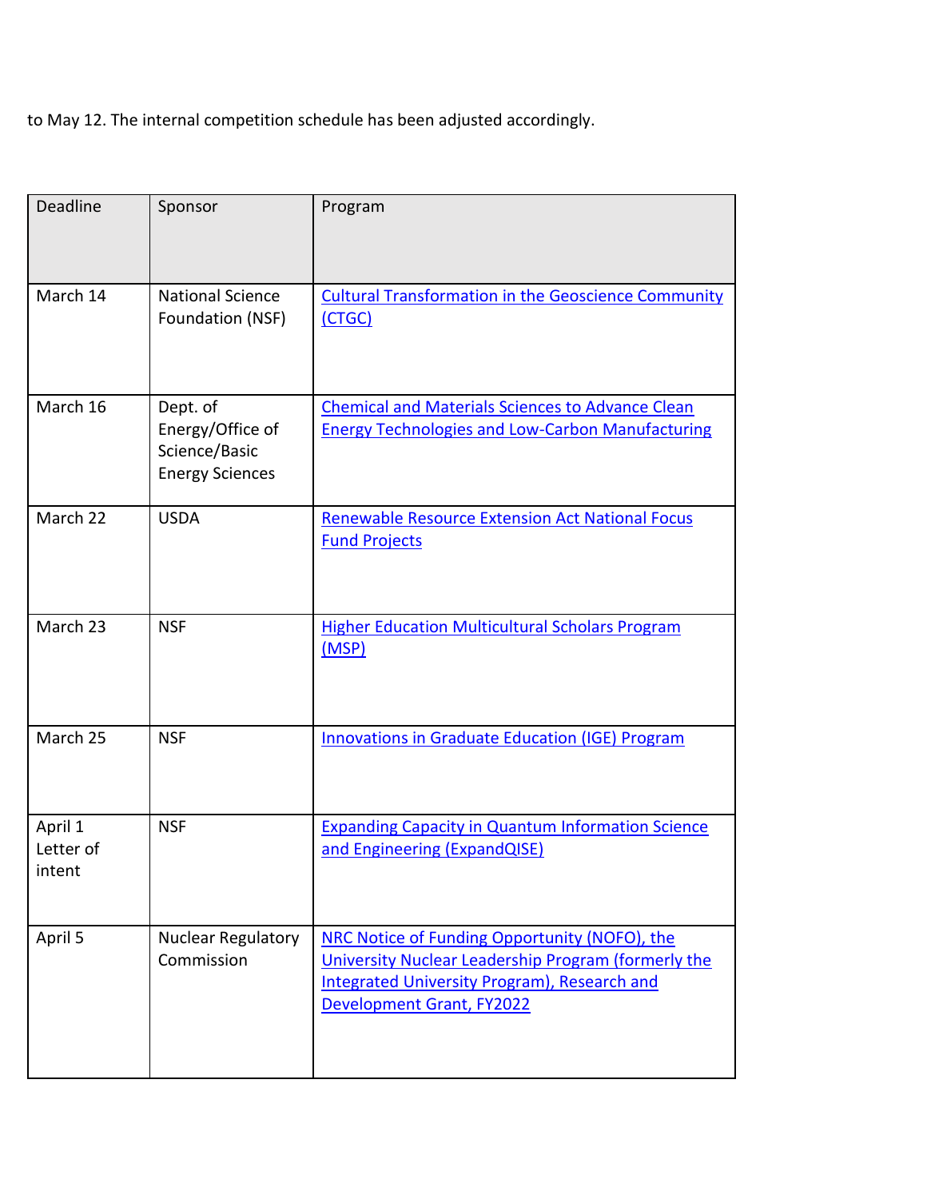to May 12. The internal competition schedule has been adjusted accordingly.

| Deadline | Sponsor | Program |
| --- | --- | --- |
| March 14 | National Science Foundation (NSF) | Cultural Transformation in the Geoscience Community (CTGC) |
| March 16 | Dept. of Energy/Office of Science/Basic Energy Sciences | Chemical and Materials Sciences to Advance Clean Energy Technologies and Low-Carbon Manufacturing |
| March 22 | USDA | Renewable Resource Extension Act National Focus Fund Projects |
| March 23 | NSF | Higher Education Multicultural Scholars Program (MSP) |
| March 25 | NSF | Innovations in Graduate Education (IGE) Program |
| April 1 Letter of intent | NSF | Expanding Capacity in Quantum Information Science and Engineering (ExpandQISE) |
| April 5 | Nuclear Regulatory Commission | NRC Notice of Funding Opportunity (NOFO), the University Nuclear Leadership Program (formerly the Integrated University Program), Research and Development Grant, FY2022 |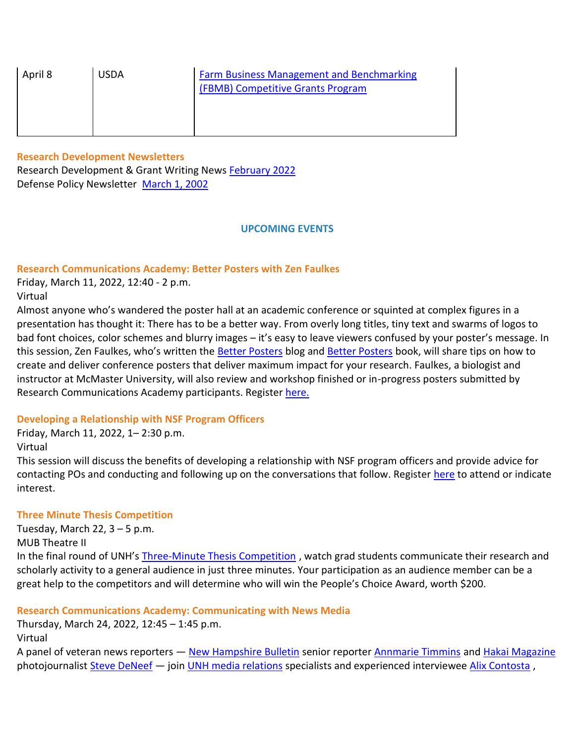| April 8 | USDA | Farm Business Management and Benchmarking (FBMB) Competitive Grants Program |
|---|---|---|

**Research Development Newsletters**

Research Development & Grant Writing News February 2022
Defense Policy Newsletter March 1, 2002

## UPCOMING EVENTS

**Research Communications Academy: Better Posters with Zen Faulkes**

Friday, March 11, 2022, 12:40 - 2 p.m.
Virtual
Almost anyone who's wandered the poster hall at an academic conference or squinted at complex figures in a presentation has thought it: There has to be a better way. From overly long titles, tiny text and swarms of logos to bad font choices, color schemes and blurry images – it's easy to leave viewers confused by your poster's message. In this session, Zen Faulkes, who's written the Better Posters blog and Better Posters book, will share tips on how to create and deliver conference posters that deliver maximum impact for your research. Faulkes, a biologist and instructor at McMaster University, will also review and workshop finished or in-progress posters submitted by Research Communications Academy participants. Register here.

**Developing a Relationship with NSF Program Officers**

Friday, March 11, 2022, 1– 2:30 p.m.
Virtual
This session will discuss the benefits of developing a relationship with NSF program officers and provide advice for contacting POs and conducting and following up on the conversations that follow. Register here to attend or indicate interest.

**Three Minute Thesis Competition**

Tuesday, March 22, 3 – 5 p.m.
MUB Theatre II
In the final round of UNH's Three-Minute Thesis Competition , watch grad students communicate their research and scholarly activity to a general audience in just three minutes. Your participation as an audience member can be a great help to the competitors and will determine who will win the People's Choice Award, worth $200.

**Research Communications Academy: Communicating with News Media**

Thursday, March 24, 2022, 12:45 – 1:45 p.m.
Virtual
A panel of veteran news reporters — New Hampshire Bulletin senior reporter Annmarie Timmins and Hakai Magazine photojournalist Steve DeNeef — join UNH media relations specialists and experienced interviewee Alix Contosta ,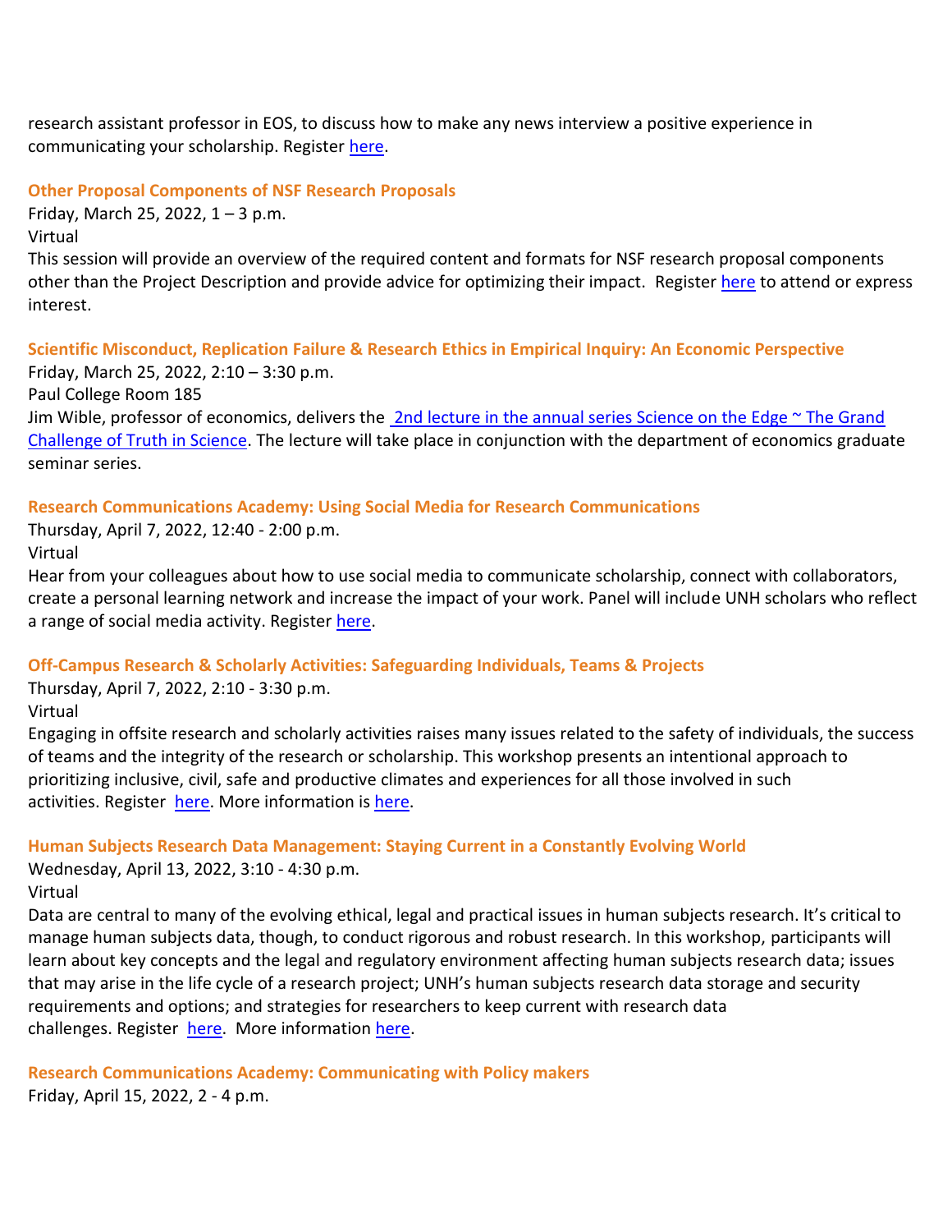research assistant professor in EOS, to discuss how to make any news interview a positive experience in communicating your scholarship. Register here.

### Other Proposal Components of NSF Research Proposals

Friday, March 25, 2022, 1 – 3 p.m.
Virtual
This session will provide an overview of the required content and formats for NSF research proposal components other than the Project Description and provide advice for optimizing their impact. Register here to attend or express interest.

### Scientific Misconduct, Replication Failure & Research Ethics in Empirical Inquiry: An Economic Perspective

Friday, March 25, 2022, 2:10 – 3:30 p.m.
Paul College Room 185
Jim Wible, professor of economics, delivers the 2nd lecture in the annual series Science on the Edge ~ The Grand Challenge of Truth in Science. The lecture will take place in conjunction with the department of economics graduate seminar series.

### Research Communications Academy: Using Social Media for Research Communications

Thursday, April 7, 2022, 12:40 - 2:00 p.m.
Virtual
Hear from your colleagues about how to use social media to communicate scholarship, connect with collaborators, create a personal learning network and increase the impact of your work. Panel will include UNH scholars who reflect a range of social media activity. Register here.

### Off-Campus Research & Scholarly Activities: Safeguarding Individuals, Teams & Projects

Thursday, April 7, 2022, 2:10 - 3:30 p.m.
Virtual
Engaging in offsite research and scholarly activities raises many issues related to the safety of individuals, the success of teams and the integrity of the research or scholarship. This workshop presents an intentional approach to prioritizing inclusive, civil, safe and productive climates and experiences for all those involved in such activities. Register here. More information is here.

### Human Subjects Research Data Management: Staying Current in a Constantly Evolving World

Wednesday, April 13, 2022, 3:10 - 4:30 p.m.
Virtual
Data are central to many of the evolving ethical, legal and practical issues in human subjects research. It's critical to manage human subjects data, though, to conduct rigorous and robust research. In this workshop, participants will learn about key concepts and the legal and regulatory environment affecting human subjects research data; issues that may arise in the life cycle of a research project; UNH's human subjects research data storage and security requirements and options; and strategies for researchers to keep current with research data challenges. Register here. More information here.

### Research Communications Academy: Communicating with Policy makers

Friday, April 15, 2022, 2 - 4 p.m.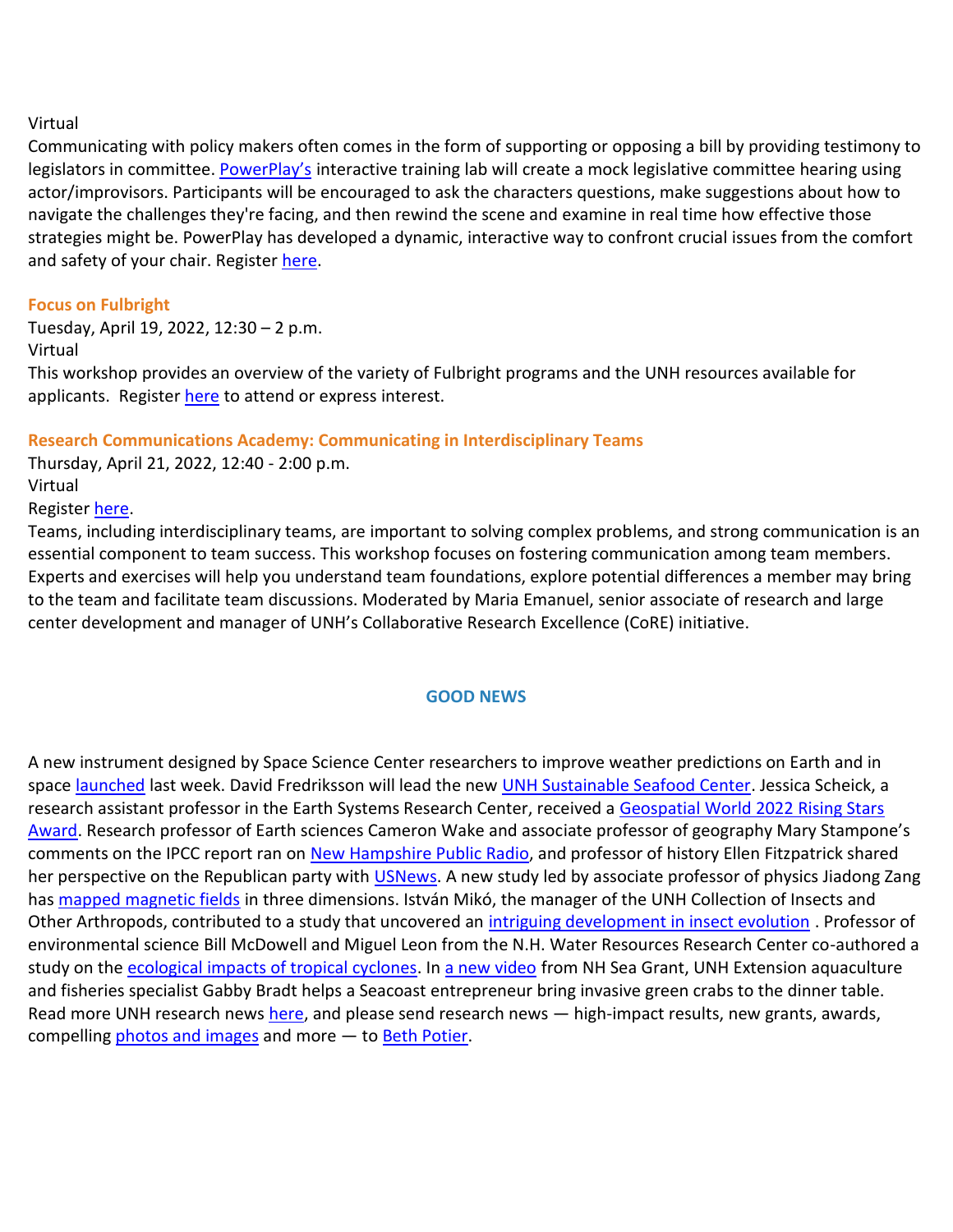Virtual

Communicating with policy makers often comes in the form of supporting or opposing a bill by providing testimony to legislators in committee. PowerPlay's interactive training lab will create a mock legislative committee hearing using actor/improvisors. Participants will be encouraged to ask the characters questions, make suggestions about how to navigate the challenges they're facing, and then rewind the scene and examine in real time how effective those strategies might be. PowerPlay has developed a dynamic, interactive way to confront crucial issues from the comfort and safety of your chair. Register here.

**Focus on Fulbright**

Tuesday, April 19, 2022, 12:30 – 2 p.m.
Virtual
This workshop provides an overview of the variety of Fulbright programs and the UNH resources available for applicants. Register here to attend or express interest.

**Research Communications Academy: Communicating in Interdisciplinary Teams**

Thursday, April 21, 2022, 12:40 - 2:00 p.m.
Virtual
Register here.
Teams, including interdisciplinary teams, are important to solving complex problems, and strong communication is an essential component to team success. This workshop focuses on fostering communication among team members. Experts and exercises will help you understand team foundations, explore potential differences a member may bring to the team and facilitate team discussions. Moderated by Maria Emanuel, senior associate of research and large center development and manager of UNH's Collaborative Research Excellence (CoRE) initiative.

## GOOD NEWS

A new instrument designed by Space Science Center researchers to improve weather predictions on Earth and in space launched last week. David Fredriksson will lead the new UNH Sustainable Seafood Center. Jessica Scheick, a research assistant professor in the Earth Systems Research Center, received a Geospatial World 2022 Rising Stars Award. Research professor of Earth sciences Cameron Wake and associate professor of geography Mary Stampone's comments on the IPCC report ran on New Hampshire Public Radio, and professor of history Ellen Fitzpatrick shared her perspective on the Republican party with USNews. A new study led by associate professor of physics Jiadong Zang has mapped magnetic fields in three dimensions. István Mikó, the manager of the UNH Collection of Insects and Other Arthropods, contributed to a study that uncovered an intriguing development in insect evolution . Professor of environmental science Bill McDowell and Miguel Leon from the N.H. Water Resources Research Center co-authored a study on the ecological impacts of tropical cyclones. In a new video from NH Sea Grant, UNH Extension aquaculture and fisheries specialist Gabby Bradt helps a Seacoast entrepreneur bring invasive green crabs to the dinner table. Read more UNH research news here, and please send research news — high-impact results, new grants, awards, compelling photos and images and more — to Beth Potier.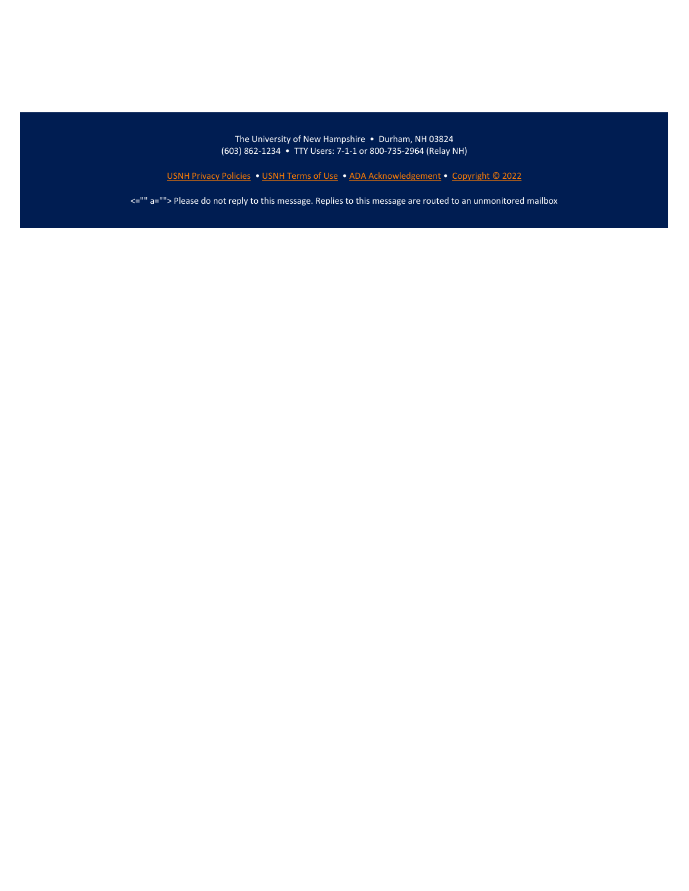The University of New Hampshire • Durham, NH 03824
(603) 862-1234 • TTY Users: 7-1-1 or 800-735-2964 (Relay NH)

USNH Privacy Policies • USNH Terms of Use • ADA Acknowledgement • Copyright © 2022

<="" a=""> Please do not reply to this message. Replies to this message are routed to an unmonitored mailbox